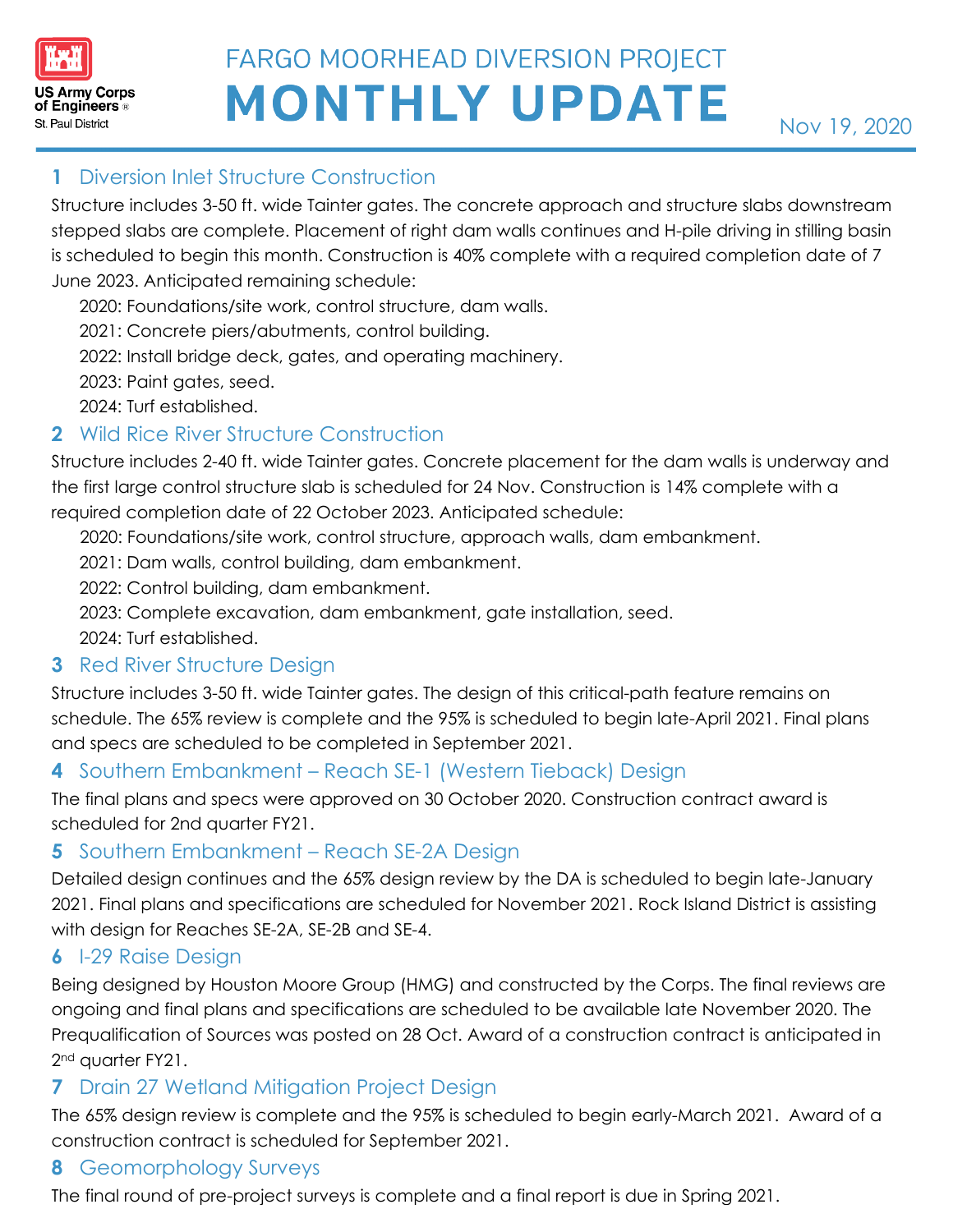US Army Corps of Engineers
St. Paul District

# FARGO MOORHEAD DIVERSION PROJECT MONTHLY UPDATE

Nov 19, 2020

## 1 Diversion Inlet Structure Construction

Structure includes 3-50 ft. wide Tainter gates. The concrete approach and structure slabs downstream stepped slabs are complete. Placement of right dam walls continues and H-pile driving in stilling basin is scheduled to begin this month. Construction is 40% complete with a required completion date of 7 June 2023. Anticipated remaining schedule:

2020: Foundations/site work, control structure, dam walls.
2021: Concrete piers/abutments, control building.
2022: Install bridge deck, gates, and operating machinery.
2023: Paint gates, seed.
2024: Turf established.

## 2 Wild Rice River Structure Construction

Structure includes 2-40 ft. wide Tainter gates. Concrete placement for the dam walls is underway and the first large control structure slab is scheduled for 24 Nov. Construction is 14% complete with a required completion date of 22 October 2023. Anticipated schedule:

2020: Foundations/site work, control structure, approach walls, dam embankment.
2021: Dam walls, control building, dam embankment.
2022: Control building, dam embankment.
2023: Complete excavation, dam embankment, gate installation, seed.
2024: Turf established.

## 3 Red River Structure Design

Structure includes 3-50 ft. wide Tainter gates. The design of this critical-path feature remains on schedule. The 65% review is complete and the 95% is scheduled to begin late-April 2021. Final plans and specs are scheduled to be completed in September 2021.

## 4 Southern Embankment – Reach SE-1 (Western Tieback) Design

The final plans and specs were approved on 30 October 2020. Construction contract award is scheduled for 2nd quarter FY21.

## 5 Southern Embankment – Reach SE-2A Design

Detailed design continues and the 65% design review by the DA is scheduled to begin late-January 2021. Final plans and specifications are scheduled for November 2021. Rock Island District is assisting with design for Reaches SE-2A, SE-2B and SE-4.

## 6 I-29 Raise Design

Being designed by Houston Moore Group (HMG) and constructed by the Corps. The final reviews are ongoing and final plans and specifications are scheduled to be available late November 2020. The Prequalification of Sources was posted on 28 Oct. Award of a construction contract is anticipated in 2nd quarter FY21.

## 7 Drain 27 Wetland Mitigation Project Design

The 65% design review is complete and the 95% is scheduled to begin early-March 2021. Award of a construction contract is scheduled for September 2021.

## 8 Geomorphology Surveys

The final round of pre-project surveys is complete and a final report is due in Spring 2021.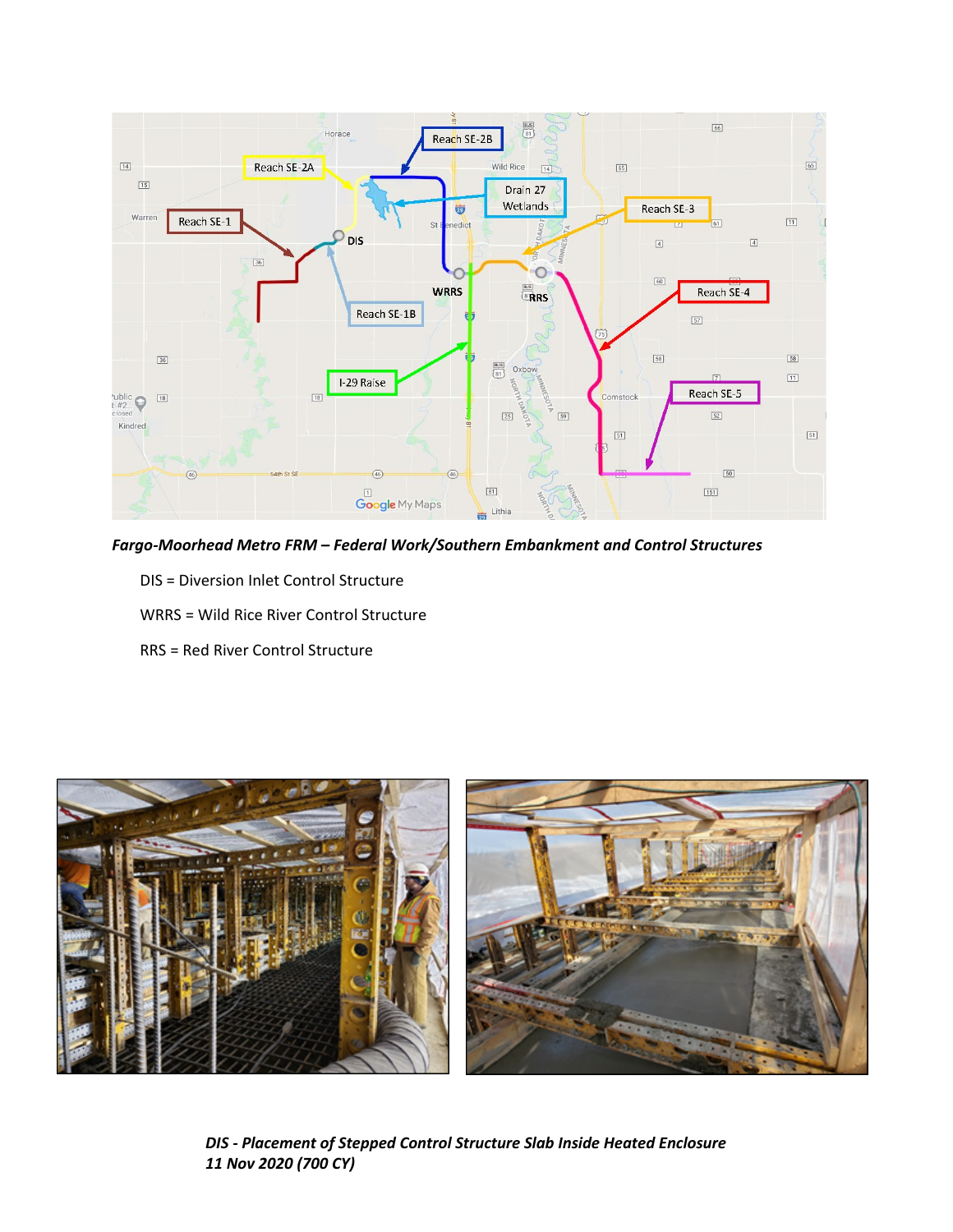***Fargo-Moorhead Metro FRM – Federal Work/Southern Embankment and Control Structures***

DIS = Diversion Inlet Control Structure

WRRS = Wild Rice River Control Structure

RRS = Red River Control Structure

***DIS - Placement of Stepped Control Structure Slab Inside Heated Enclosure***
***11 Nov 2020 (700 CY)***